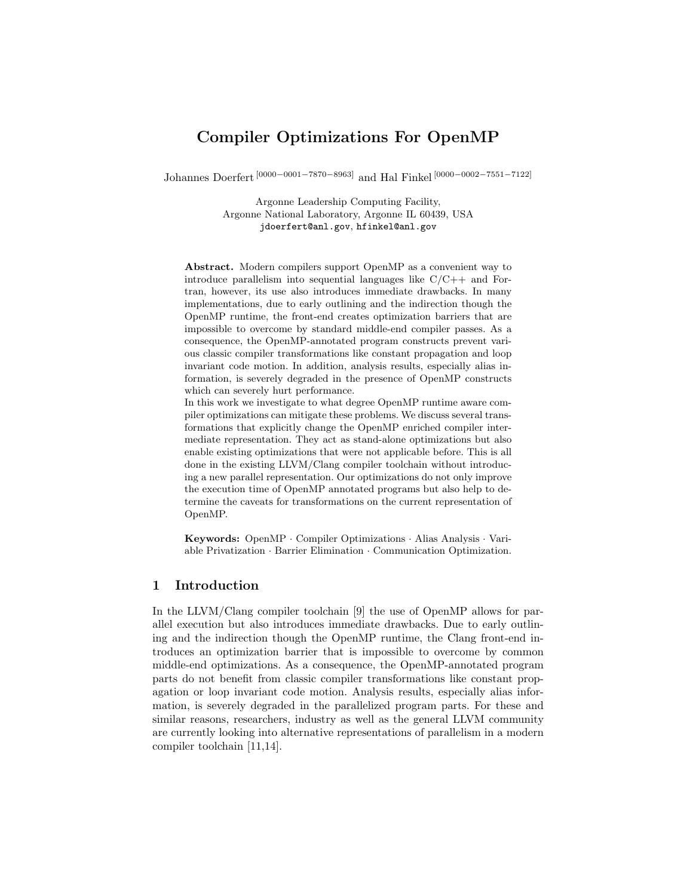# Compiler Optimizations For OpenMP

Johannes Doerfert [0000−0001−7870−8963] and Hal Finkel [0000−0002−7551−7122]

Argonne Leadership Computing Facility,
Argonne National Laboratory, Argonne IL 60439, USA
jdoerfert@anl.gov, hfinkel@anl.gov

**Abstract.** Modern compilers support OpenMP as a convenient way to introduce parallelism into sequential languages like C/C++ and Fortran, however, its use also introduces immediate drawbacks. In many implementations, due to early outlining and the indirection though the OpenMP runtime, the front-end creates optimization barriers that are impossible to overcome by standard middle-end compiler passes. As a consequence, the OpenMP-annotated program constructs prevent various classic compiler transformations like constant propagation and loop invariant code motion. In addition, analysis results, especially alias information, is severely degraded in the presence of OpenMP constructs which can severely hurt performance.
In this work we investigate to what degree OpenMP runtime aware compiler optimizations can mitigate these problems. We discuss several transformations that explicitly change the OpenMP enriched compiler intermediate representation. They act as stand-alone optimizations but also enable existing optimizations that were not applicable before. This is all done in the existing LLVM/Clang compiler toolchain without introducing a new parallel representation. Our optimizations do not only improve the execution time of OpenMP annotated programs but also help to determine the caveats for transformations on the current representation of OpenMP.

**Keywords:** OpenMP · Compiler Optimizations · Alias Analysis · Variable Privatization · Barrier Elimination · Communication Optimization.

## 1 Introduction

In the LLVM/Clang compiler toolchain [9] the use of OpenMP allows for parallel execution but also introduces immediate drawbacks. Due to early outlining and the indirection though the OpenMP runtime, the Clang front-end introduces an optimization barrier that is impossible to overcome by common middle-end optimizations. As a consequence, the OpenMP-annotated program parts do not benefit from classic compiler transformations like constant propagation or loop invariant code motion. Analysis results, especially alias information, is severely degraded in the parallelized program parts. For these and similar reasons, researchers, industry as well as the general LLVM community are currently looking into alternative representations of parallelism in a modern compiler toolchain [11,14].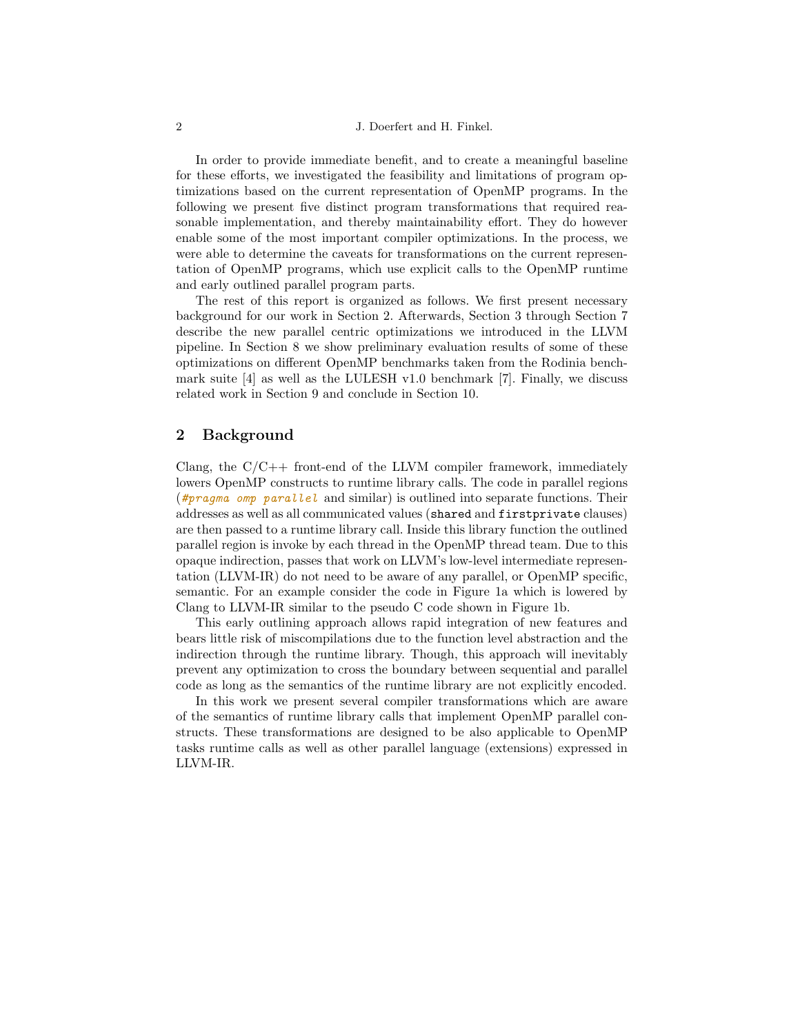In order to provide immediate benefit, and to create a meaningful baseline for these efforts, we investigated the feasibility and limitations of program optimizations based on the current representation of OpenMP programs. In the following we present five distinct program transformations that required reasonable implementation, and thereby maintainability effort. They do however enable some of the most important compiler optimizations. In the process, we were able to determine the caveats for transformations on the current representation of OpenMP programs, which use explicit calls to the OpenMP runtime and early outlined parallel program parts.

The rest of this report is organized as follows. We first present necessary background for our work in Section 2. Afterwards, Section 3 through Section 7 describe the new parallel centric optimizations we introduced in the LLVM pipeline. In Section 8 we show preliminary evaluation results of some of these optimizations on different OpenMP benchmarks taken from the Rodinia benchmark suite [4] as well as the LULESH v1.0 benchmark [7]. Finally, we discuss related work in Section 9 and conclude in Section 10.

## 2 Background

Clang, the C/C++ front-end of the LLVM compiler framework, immediately lowers OpenMP constructs to runtime library calls. The code in parallel regions (`#pragma omp parallel` and similar) is outlined into separate functions. Their addresses as well as all communicated values (`shared` and `firstprivate` clauses) are then passed to a runtime library call. Inside this library function the outlined parallel region is invoke by each thread in the OpenMP thread team. Due to this opaque indirection, passes that work on LLVM's low-level intermediate representation (LLVM-IR) do not need to be aware of any parallel, or OpenMP specific, semantic. For an example consider the code in Figure 1a which is lowered by Clang to LLVM-IR similar to the pseudo C code shown in Figure 1b.

This early outlining approach allows rapid integration of new features and bears little risk of miscompilations due to the function level abstraction and the indirection through the runtime library. Though, this approach will inevitably prevent any optimization to cross the boundary between sequential and parallel code as long as the semantics of the runtime library are not explicitly encoded.

In this work we present several compiler transformations which are aware of the semantics of runtime library calls that implement OpenMP parallel constructs. These transformations are designed to be also applicable to OpenMP tasks runtime calls as well as other parallel language (extensions) expressed in LLVM-IR.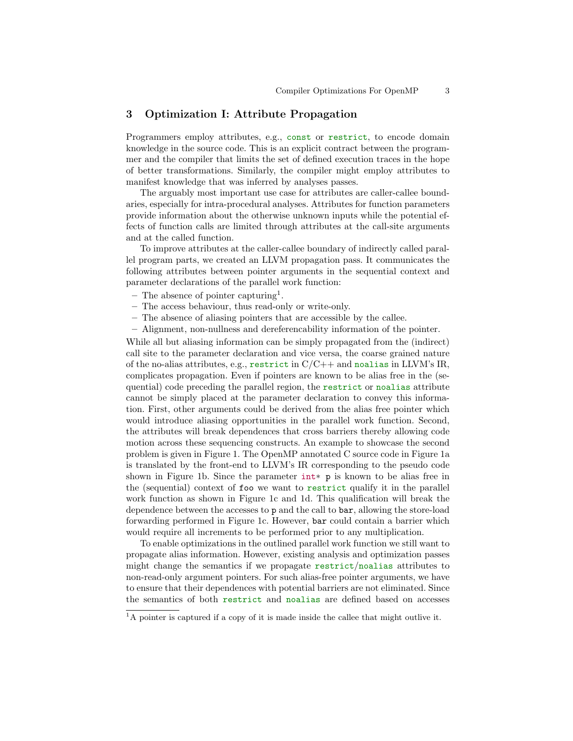## 3 Optimization I: Attribute Propagation

Programmers employ attributes, e.g., `const` or `restrict`, to encode domain knowledge in the source code. This is an explicit contract between the programmer and the compiler that limits the set of defined execution traces in the hope of better transformations. Similarly, the compiler might employ attributes to manifest knowledge that was inferred by analyses passes.

The arguably most important use case for attributes are caller-callee boundaries, especially for intra-procedural analyses. Attributes for function parameters provide information about the otherwise unknown inputs while the potential effects of function calls are limited through attributes at the call-site arguments and at the called function.

To improve attributes at the caller-callee boundary of indirectly called parallel program parts, we created an LLVM propagation pass. It communicates the following attributes between pointer arguments in the sequential context and parameter declarations of the parallel work function:

- The absence of pointer capturing[1].
- The access behaviour, thus read-only or write-only.
- The absence of aliasing pointers that are accessible by the callee.
- Alignment, non-nullness and dereferencability information of the pointer.

While all but aliasing information can be simply propagated from the (indirect) call site to the parameter declaration and vice versa, the coarse grained nature of the no-alias attributes, e.g., `restrict` in C/C++ and `noalias` in LLVM's IR, complicates propagation. Even if pointers are known to be alias free in the (sequential) code preceding the parallel region, the `restrict` or `noalias` attribute cannot be simply placed at the parameter declaration to convey this information. First, other arguments could be derived from the alias free pointer which would introduce aliasing opportunities in the parallel work function. Second, the attributes will break dependences that cross barriers thereby allowing code motion across these sequencing constructs. An example to showcase the second problem is given in Figure 1. The OpenMP annotated C source code in Figure 1a is translated by the front-end to LLVM's IR corresponding to the pseudo code shown in Figure 1b. Since the parameter `int* p` is known to be alias free in the (sequential) context of `foo` we want to `restrict` qualify it in the parallel work function as shown in Figure 1c and 1d. This qualification will break the dependence between the accesses to `p` and the call to `bar`, allowing the store-load forwarding performed in Figure 1c. However, `bar` could contain a barrier which would require all increments to be performed prior to any multiplication.

To enable optimizations in the outlined parallel work function we still want to propagate alias information. However, existing analysis and optimization passes might change the semantics if we propagate `restrict`/`noalias` attributes to non-read-only argument pointers. For such alias-free pointer arguments, we have to ensure that their dependences with potential barriers are not eliminated. Since the semantics of both `restrict` and `noalias` are defined based on accesses

[1] A pointer is captured if a copy of it is made inside the callee that might outlive it.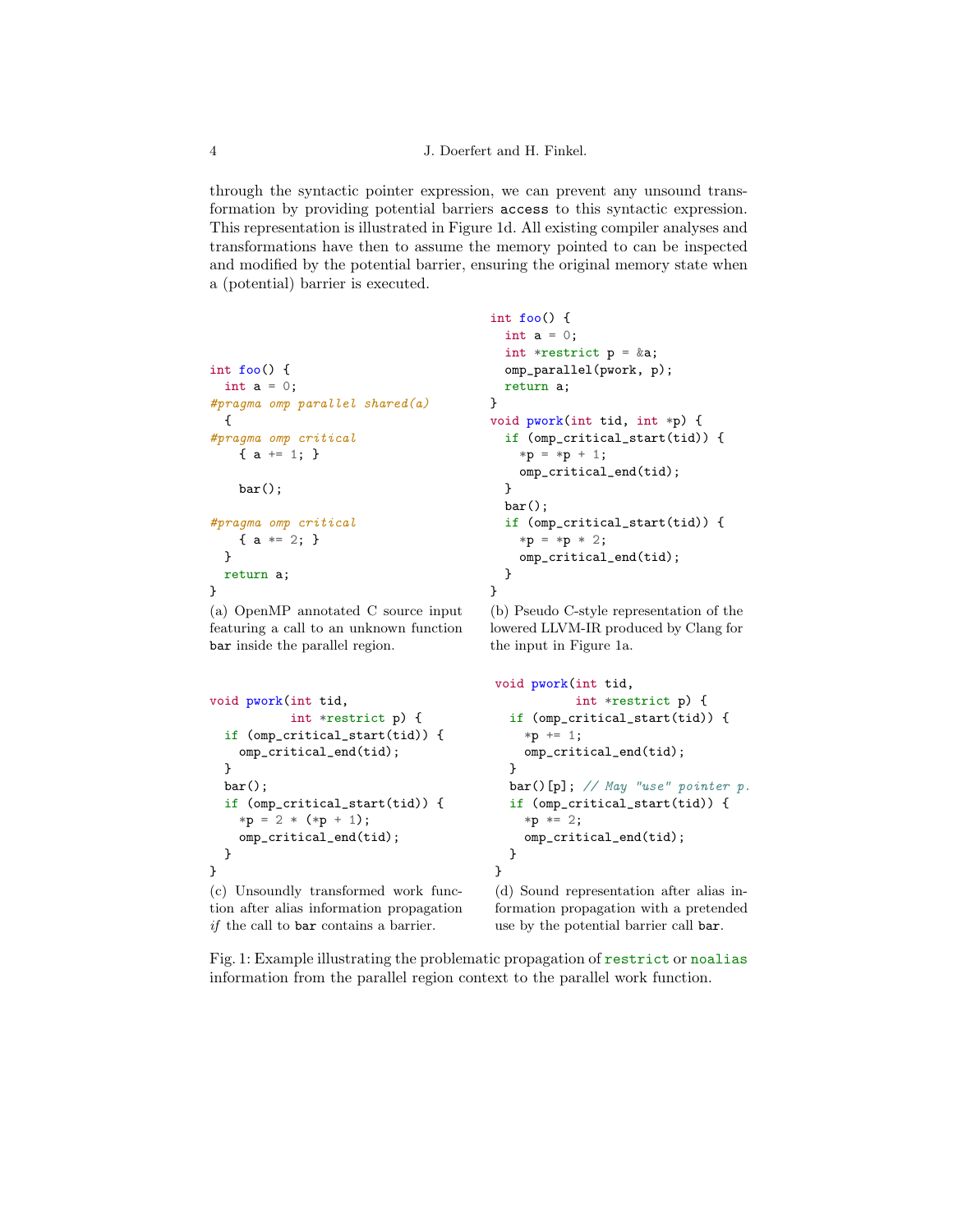through the syntactic pointer expression, we can prevent any unsound transformation by providing potential barriers `access` to this syntactic expression. This representation is illustrated in Figure 1d. All existing compiler analyses and transformations have then to assume the memory pointed to can be inspected and modified by the potential barrier, ensuring the original memory state when a (potential) barrier is executed.

```c
int foo() {
  int a = 0;
#pragma omp parallel shared(a)
  {
#pragma omp critical
    { a += 1; }

    bar();

#pragma omp critical
    { a *= 2; }
  }
  return a;
}
```

(a) OpenMP annotated C source input featuring a call to an unknown function `bar` inside the parallel region.

```c
int foo() {
  int a = 0;
  int *restrict p = &a;
  omp_parallel(pwork, p);
  return a;
}
void pwork(int tid, int *p) {
  if (omp_critical_start(tid)) {
    *p = *p + 1;
    omp_critical_end(tid);
  }
  bar();
  if (omp_critical_start(tid)) {
    *p = *p * 2;
    omp_critical_end(tid);
  }
}
```

(b) Pseudo C-style representation of the lowered LLVM-IR produced by Clang for the input in Figure 1a.

```c
void pwork(int tid,
           int *restrict p) {
  if (omp_critical_start(tid)) {
    omp_critical_end(tid);
  }
  bar();
  if (omp_critical_start(tid)) {
    *p = 2 * (*p + 1);
    omp_critical_end(tid);
  }
}
```

(c) Unsoundly transformed work function after alias information propagation *if* the call to `bar` contains a barrier.

```c
void pwork(int tid,
           int *restrict p) {
  if (omp_critical_start(tid)) {
    *p += 1;
    omp_critical_end(tid);
  }
  bar()[p]; // May "use" pointer p.
  if (omp_critical_start(tid)) {
    *p *= 2;
    omp_critical_end(tid);
  }
}
```

(d) Sound representation after alias information propagation with a pretended use by the potential barrier call `bar`.

Fig. 1: Example illustrating the problematic propagation of `restrict` or `noalias` information from the parallel region context to the parallel work function.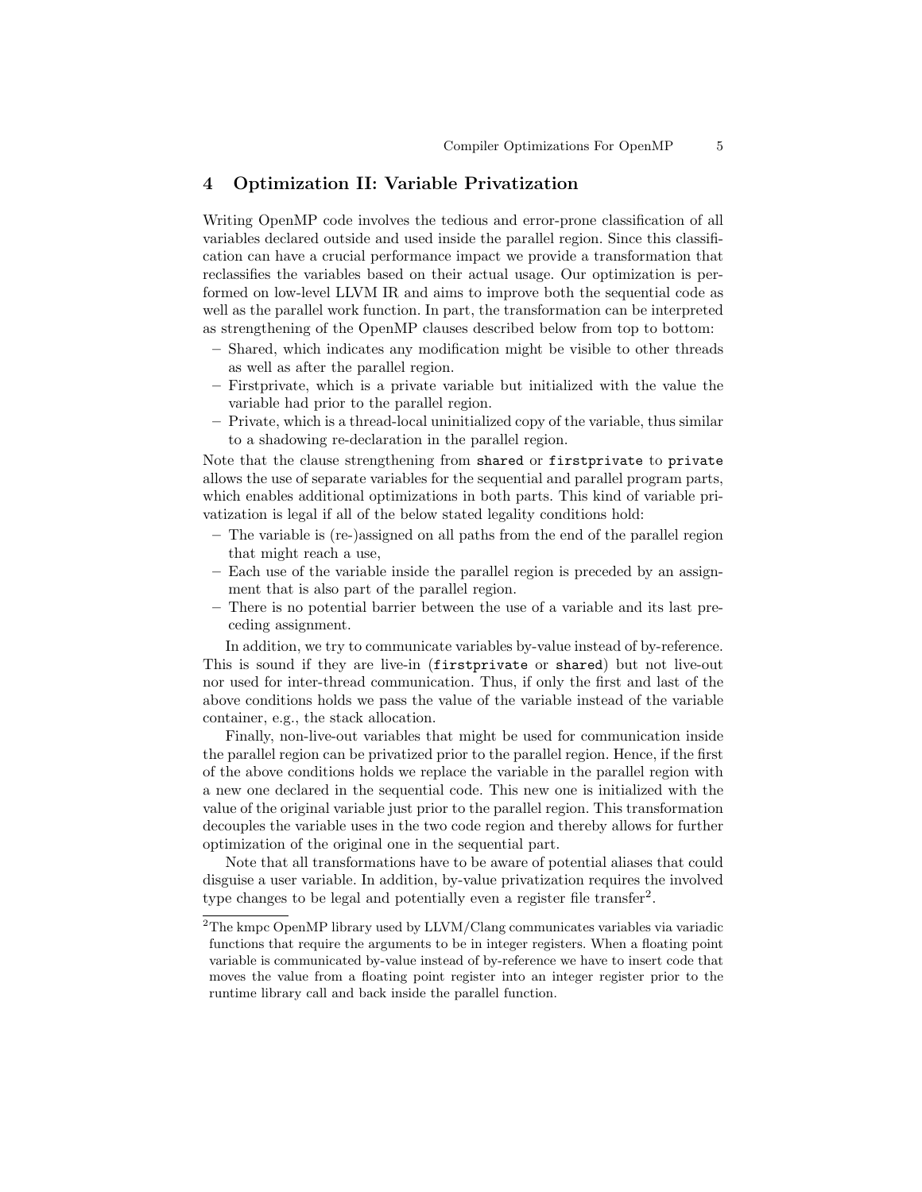## 4 Optimization II: Variable Privatization

Writing OpenMP code involves the tedious and error-prone classification of all variables declared outside and used inside the parallel region. Since this classification can have a crucial performance impact we provide a transformation that reclassifies the variables based on their actual usage. Our optimization is performed on low-level LLVM IR and aims to improve both the sequential code as well as the parallel work function. In part, the transformation can be interpreted as strengthening of the OpenMP clauses described below from top to bottom:

- Shared, which indicates any modification might be visible to other threads as well as after the parallel region.
- Firstprivate, which is a private variable but initialized with the value the variable had prior to the parallel region.
- Private, which is a thread-local uninitialized copy of the variable, thus similar to a shadowing re-declaration in the parallel region.

Note that the clause strengthening from `shared` or `firstprivate` to `private` allows the use of separate variables for the sequential and parallel program parts, which enables additional optimizations in both parts. This kind of variable privatization is legal if all of the below stated legality conditions hold:

- The variable is (re-)assigned on all paths from the end of the parallel region that might reach a use,
- Each use of the variable inside the parallel region is preceded by an assignment that is also part of the parallel region.
- There is no potential barrier between the use of a variable and its last preceding assignment.

In addition, we try to communicate variables by-value instead of by-reference. This is sound if they are live-in (`firstprivate` or `shared`) but not live-out nor used for inter-thread communication. Thus, if only the first and last of the above conditions holds we pass the value of the variable instead of the variable container, e.g., the stack allocation.

Finally, non-live-out variables that might be used for communication inside the parallel region can be privatized prior to the parallel region. Hence, if the first of the above conditions holds we replace the variable in the parallel region with a new one declared in the sequential code. This new one is initialized with the value of the original variable just prior to the parallel region. This transformation decouples the variable uses in the two code region and thereby allows for further optimization of the original one in the sequential part.

Note that all transformations have to be aware of potential aliases that could disguise a user variable. In addition, by-value privatization requires the involved type changes to be legal and potentially even a register file transfer[2].

[2] The kmpc OpenMP library used by LLVM/Clang communicates variables via variadic functions that require the arguments to be in integer registers. When a floating point variable is communicated by-value instead of by-reference we have to insert code that moves the value from a floating point register into an integer register prior to the runtime library call and back inside the parallel function.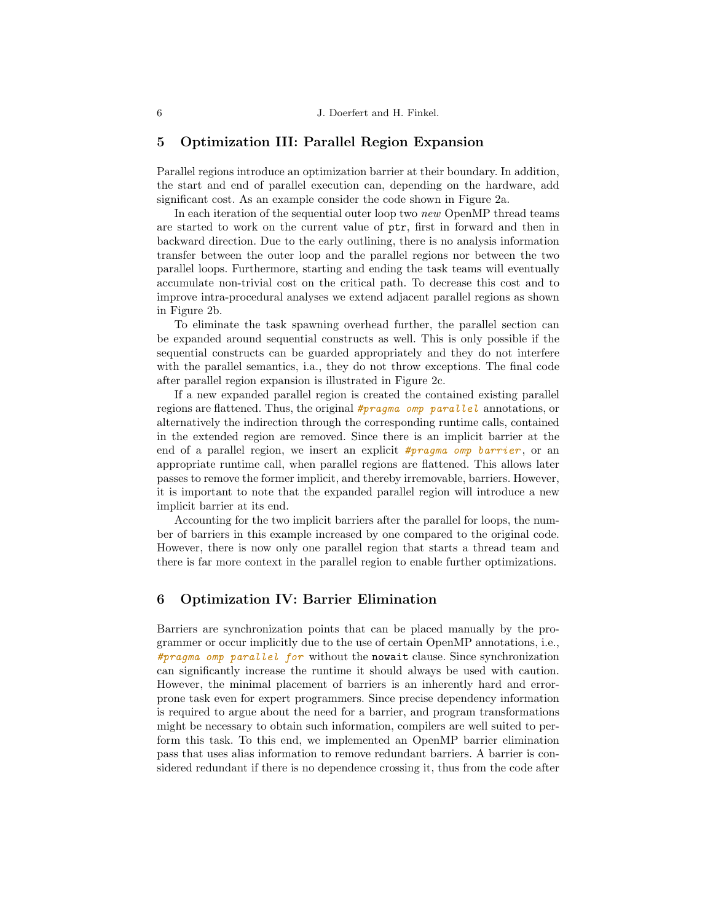## 5 Optimization III: Parallel Region Expansion

Parallel regions introduce an optimization barrier at their boundary. In addition, the start and end of parallel execution can, depending on the hardware, add significant cost. As an example consider the code shown in Figure 2a.

In each iteration of the sequential outer loop two *new* OpenMP thread teams are started to work on the current value of `ptr`, first in forward and then in backward direction. Due to the early outlining, there is no analysis information transfer between the outer loop and the parallel regions nor between the two parallel loops. Furthermore, starting and ending the task teams will eventually accumulate non-trivial cost on the critical path. To decrease this cost and to improve intra-procedural analyses we extend adjacent parallel regions as shown in Figure 2b.

To eliminate the task spawning overhead further, the parallel section can be expanded around sequential constructs as well. This is only possible if the sequential constructs can be guarded appropriately and they do not interfere with the parallel semantics, i.a., they do not throw exceptions. The final code after parallel region expansion is illustrated in Figure 2c.

If a new expanded parallel region is created the contained existing parallel regions are flattened. Thus, the original `#pragma omp parallel` annotations, or alternatively the indirection through the corresponding runtime calls, contained in the extended region are removed. Since there is an implicit barrier at the end of a parallel region, we insert an explicit `#pragma omp barrier`, or an appropriate runtime call, when parallel regions are flattened. This allows later passes to remove the former implicit, and thereby irremovable, barriers. However, it is important to note that the expanded parallel region will introduce a new implicit barrier at its end.

Accounting for the two implicit barriers after the parallel for loops, the number of barriers in this example increased by one compared to the original code. However, there is now only one parallel region that starts a thread team and there is far more context in the parallel region to enable further optimizations.

## 6 Optimization IV: Barrier Elimination

Barriers are synchronization points that can be placed manually by the programmer or occur implicitly due to the use of certain OpenMP annotations, i.e., `#pragma omp parallel for` without the `nowait` clause. Since synchronization can significantly increase the runtime it should always be used with caution. However, the minimal placement of barriers is an inherently hard and error-prone task even for expert programmers. Since precise dependency information is required to argue about the need for a barrier, and program transformations might be necessary to obtain such information, compilers are well suited to perform this task. To this end, we implemented an OpenMP barrier elimination pass that uses alias information to remove redundant barriers. A barrier is considered redundant if there is no dependence crossing it, thus from the code after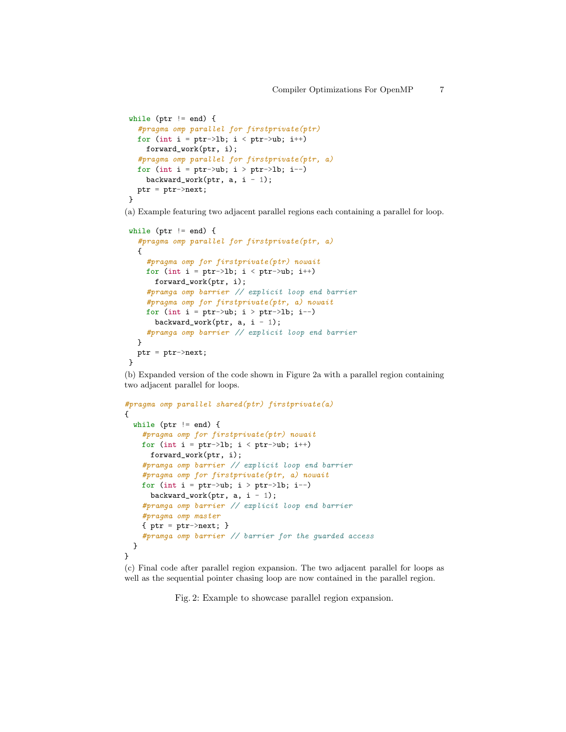```
while (ptr != end) {
  #pragma omp parallel for firstprivate(ptr)
  for (int i = ptr->lb; i < ptr->ub; i++)
    forward_work(ptr, i);
  #pragma omp parallel for firstprivate(ptr, a)
  for (int i = ptr->ub; i > ptr->lb; i--)
    backward_work(ptr, a, i - 1);
  ptr = ptr->next;
}
```

(a) Example featuring two adjacent parallel regions each containing a parallel for loop.

```
while (ptr != end) {
  #pragma omp parallel for firstprivate(ptr, a)
  {
    #pragma omp for firstprivate(ptr) nowait
    for (int i = ptr->lb; i < ptr->ub; i++)
      forward_work(ptr, i);
    #pramga omp barrier // explicit loop end barrier
    #pragma omp for firstprivate(ptr, a) nowait
    for (int i = ptr->ub; i > ptr->lb; i--)
      backward_work(ptr, a, i - 1);
    #pramga omp barrier // explicit loop end barrier
  }
  ptr = ptr->next;
}
```

(b) Expanded version of the code shown in Figure 2a with a parallel region containing two adjacent parallel for loops.

```
#pragma omp parallel shared(ptr) firstprivate(a)
{
  while (ptr != end) {
    #pragma omp for firstprivate(ptr) nowait
    for (int i = ptr->lb; i < ptr->ub; i++)
      forward_work(ptr, i);
    #pramga omp barrier // explicit loop end barrier
    #pragma omp for firstprivate(ptr, a) nowait
    for (int i = ptr->ub; i > ptr->lb; i--)
      backward_work(ptr, a, i - 1);
    #pramga omp barrier // explicit loop end barrier
    #pragma omp master
    { ptr = ptr->next; }
    #pramga omp barrier // barrier for the guarded access
  }
}
```

(c) Final code after parallel region expansion. The two adjacent parallel for loops as well as the sequential pointer chasing loop are now contained in the parallel region.

Fig. 2: Example to showcase parallel region expansion.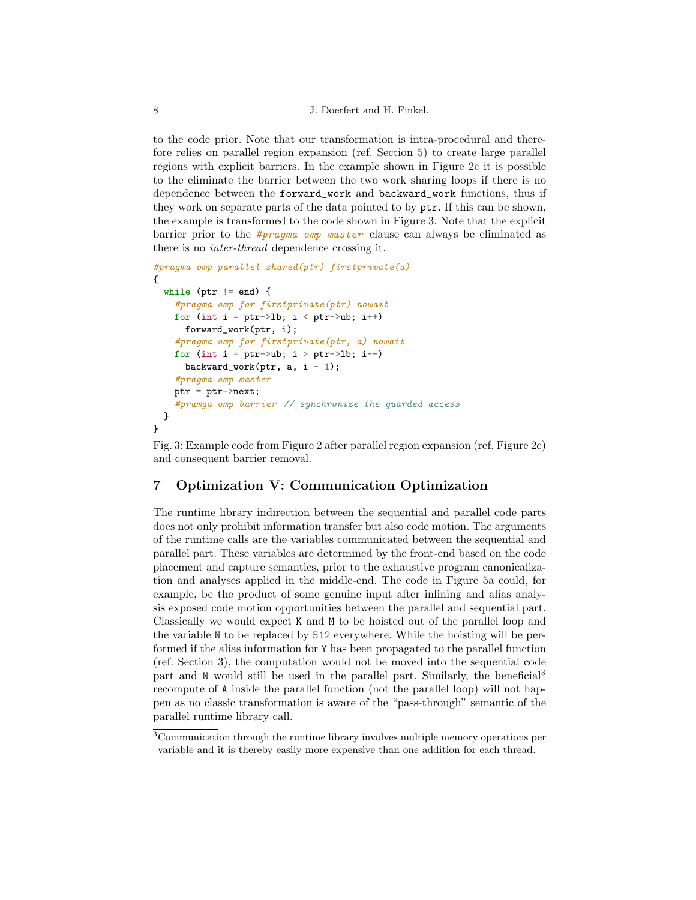to the code prior. Note that our transformation is intra-procedural and therefore relies on parallel region expansion (ref. Section 5) to create large parallel regions with explicit barriers. In the example shown in Figure 2c it is possible to the eliminate the barrier between the two work sharing loops if there is no dependence between the `forward_work` and `backward_work` functions, thus if they work on separate parts of the data pointed to by `ptr`. If this can be shown, the example is transformed to the code shown in Figure 3. Note that the explicit barrier prior to the *#pragma omp master* clause can always be eliminated as there is no *inter-thread* dependence crossing it.

```
#pragma omp parallel shared(ptr) firstprivate(a)
{
  while (ptr != end) {
    #pragma omp for firstprivate(ptr) nowait
    for (int i = ptr->lb; i < ptr->ub; i++)
      forward_work(ptr, i);
    #pragma omp for firstprivate(ptr, a) nowait
    for (int i = ptr->ub; i > ptr->lb; i--)
      backward_work(ptr, a, i - 1);
    #pragma omp master
    ptr = ptr->next;
    #pramga omp barrier // synchronize the guarded access
  }
}
```

Fig. 3: Example code from Figure 2 after parallel region expansion (ref. Figure 2c) and consequent barrier removal.

## 7 Optimization V: Communication Optimization

The runtime library indirection between the sequential and parallel code parts does not only prohibit information transfer but also code motion. The arguments of the runtime calls are the variables communicated between the sequential and parallel part. These variables are determined by the front-end based on the code placement and capture semantics, prior to the exhaustive program canonicalization and analyses applied in the middle-end. The code in Figure 5a could, for example, be the product of some genuine input after inlining and alias analysis exposed code motion opportunities between the parallel and sequential part. Classically we would expect `K` and `M` to be hoisted out of the parallel loop and the variable `N` to be replaced by `512` everywhere. While the hoisting will be performed if the alias information for `Y` has been propagated to the parallel function (ref. Section 3), the computation would not be moved into the sequential code part and `N` would still be used in the parallel part. Similarly, the beneficial[3] recompute of `A` inside the parallel function (not the parallel loop) will not happen as no classic transformation is aware of the "pass-through" semantic of the parallel runtime library call.

[3]Communication through the runtime library involves multiple memory operations per variable and it is thereby easily more expensive than one addition for each thread.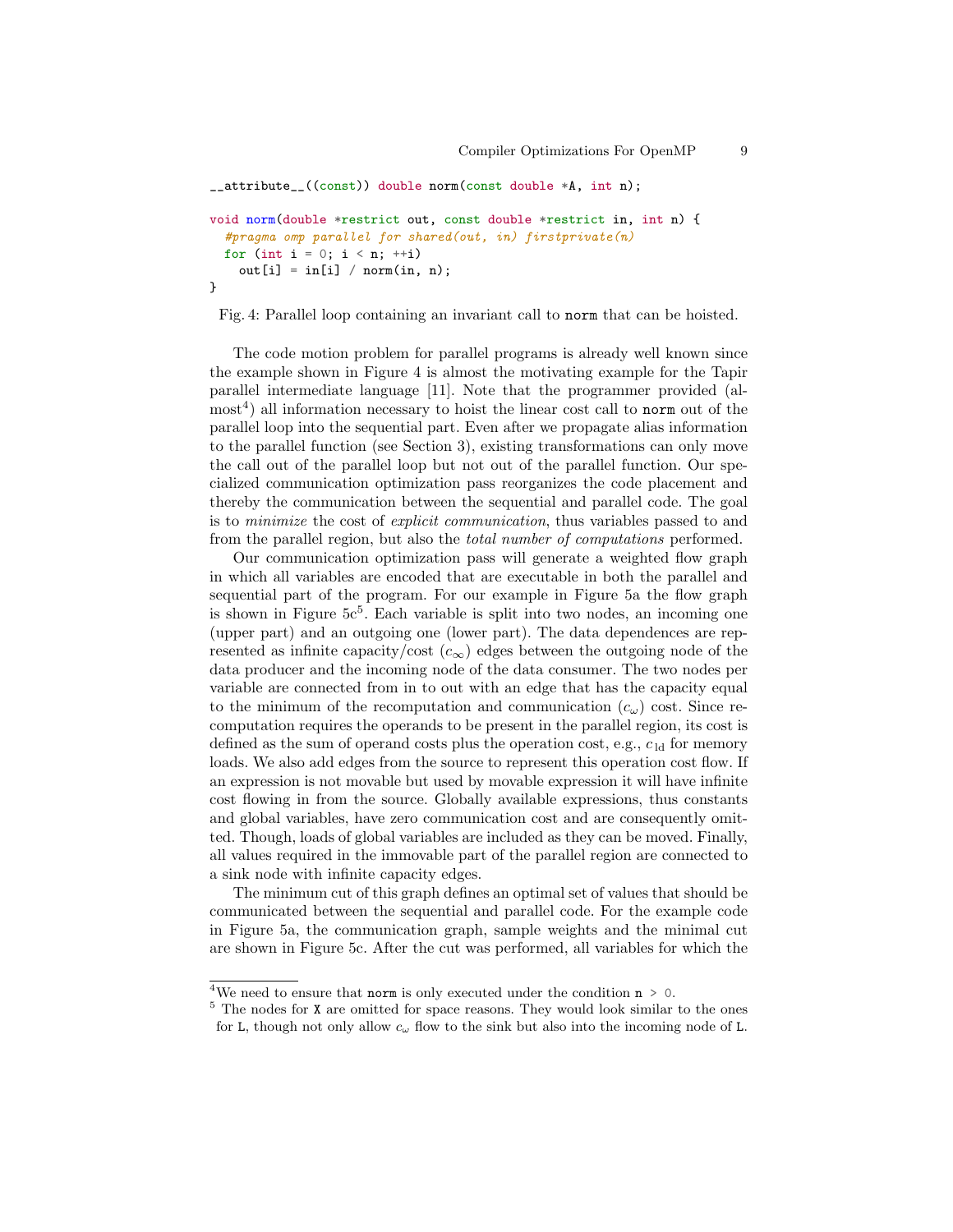```
__attribute__((const)) double norm(const double *A, int n);

void norm(double *restrict out, const double *restrict in, int n) {
  #pragma omp parallel for shared(out, in) firstprivate(n)
  for (int i = 0; i < n; ++i)
    out[i] = in[i] / norm(in, n);
}
```

Fig. 4: Parallel loop containing an invariant call to `norm` that can be hoisted.

The code motion problem for parallel programs is already well known since the example shown in Figure 4 is almost the motivating example for the Tapir parallel intermediate language [11]. Note that the programmer provided (almost[4]) all information necessary to hoist the linear cost call to `norm` out of the parallel loop into the sequential part. Even after we propagate alias information to the parallel function (see Section 3), existing transformations can only move the call out of the parallel loop but not out of the parallel function. Our specialized communication optimization pass reorganizes the code placement and thereby the communication between the sequential and parallel code. The goal is to *minimize* the cost of *explicit communication*, thus variables passed to and from the parallel region, but also the *total number of computations* performed.

Our communication optimization pass will generate a weighted flow graph in which all variables are encoded that are executable in both the parallel and sequential part of the program. For our example in Figure 5a the flow graph is shown in Figure 5c[5]. Each variable is split into two nodes, an incoming one (upper part) and an outgoing one (lower part). The data dependences are represented as infinite capacity/cost ($c_\infty$) edges between the outgoing node of the data producer and the incoming node of the data consumer. The two nodes per variable are connected from in to out with an edge that has the capacity equal to the minimum of the recomputation and communication ($c_\omega$) cost. Since recomputation requires the operands to be present in the parallel region, its cost is defined as the sum of operand costs plus the operation cost, e.g., $c_{\text{ld}}$ for memory loads. We also add edges from the source to represent this operation cost flow. If an expression is not movable but used by movable expression it will have infinite cost flowing in from the source. Globally available expressions, thus constants and global variables, have zero communication cost and are consequently omitted. Though, loads of global variables are included as they can be moved. Finally, all values required in the immovable part of the parallel region are connected to a sink node with infinite capacity edges.

The minimum cut of this graph defines an optimal set of values that should be communicated between the sequential and parallel code. For the example code in Figure 5a, the communication graph, sample weights and the minimal cut are shown in Figure 5c. After the cut was performed, all variables for which the

---

[4] We need to ensure that `norm` is only executed under the condition `n > 0`.

[5] The nodes for `X` are omitted for space reasons. They would look similar to the ones for `L`, though not only allow $c_\omega$ flow to the sink but also into the incoming node of `L`.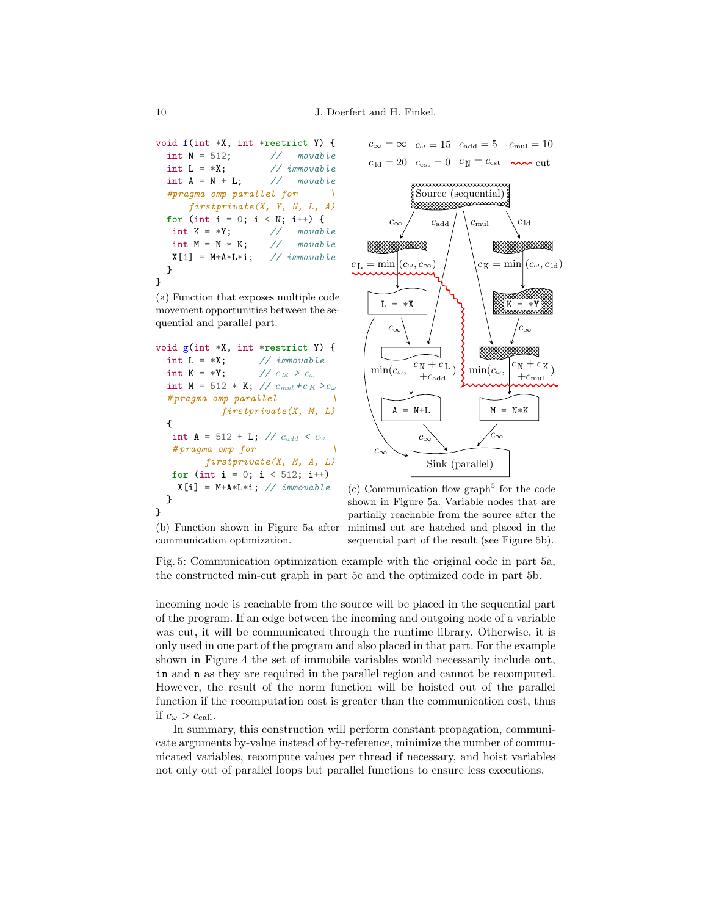```c
void f(int *X, int *restrict Y) {
  int N = 512;        //   movable
  int L = *X;         // immovable
  int A = N + L;      //   movable
  #pragma omp parallel for      \
      firstprivate(X, Y, N, L, A)
  for (int i = 0; i < N; i++) {
   int K = *Y;        //   movable
   int M = N * K;     //   movable
   X[i] = M+A*L*i;    // immovable
  }
}
```

(a) Function that exposes multiple code movement opportunities between the sequential and parallel part.

```c
void g(int *X, int *restrict Y) {
  int L = *X;       // immovable
  int K = *Y;       // c_ld > c_ω
  int M = 512 * K; // c_mul + c_K > c_ω
  #pragma omp parallel              \
          firstprivate(X, M, L)
  {
   int A = 512 + L; // c_add < c_ω
   #pragma omp for                  \
        firstprivate(X, M, A, L)
   for (int i = 0; i < 512; i++)
    X[i] = M+A*L*i; // immovable
  }
}
```

(b) Function shown in Figure 5a after communication optimization.

$c_\infty = \infty$ $c_\omega = 15$ $c_{\text{add}} = 5$ $c_{\text{mul}} = 10$ $c_{\text{ld}} = 20$ $c_{\text{cst}} = 0$ $c_{\texttt{N}} = c_{\text{cst}}$ cut

(c) Communication flow graph[5] for the code shown in Figure 5a. Variable nodes that are partially reachable from the source after the minimal cut are hatched and placed in the sequential part of the result (see Figure 5b).

Fig. 5: Communication optimization example with the original code in part 5a, the constructed min-cut graph in part 5c and the optimized code in part 5b.

incoming node is reachable from the source will be placed in the sequential part of the program. If an edge between the incoming and outgoing node of a variable was cut, it will be communicated through the runtime library. Otherwise, it is only used in one part of the program and also placed in that part. For the example shown in Figure 4 the set of immobile variables would necessarily include `out`, `in` and `n` as they are required in the parallel region and cannot be recomputed. However, the result of the norm function will be hoisted out of the parallel function if the recomputation cost is greater than the communication cost, thus if $c_\omega > c_{\text{call}}$.

In summary, this construction will perform constant propagation, communicate arguments by-value instead of by-reference, minimize the number of communicated variables, recompute values per thread if necessary, and hoist variables not only out of parallel loops but parallel functions to ensure less executions.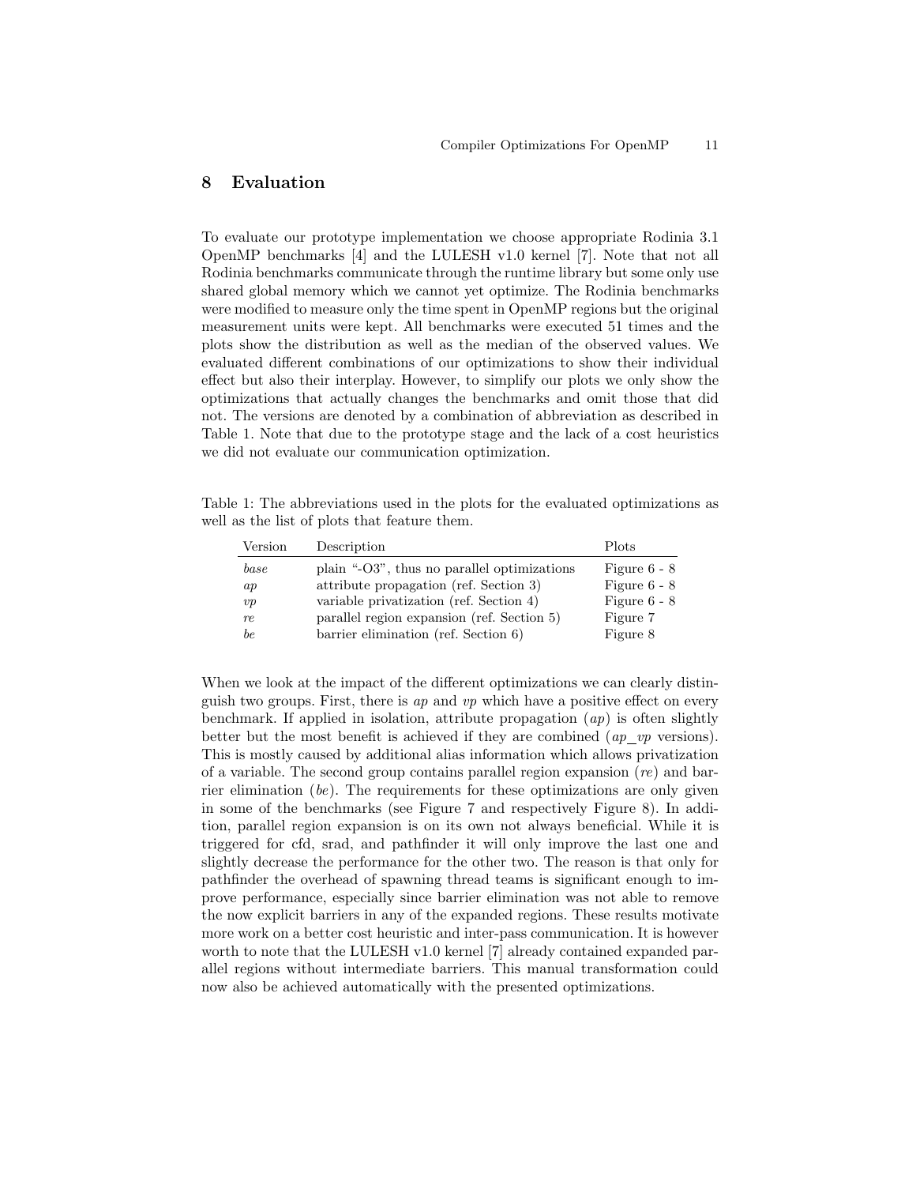## 8 Evaluation

To evaluate our prototype implementation we choose appropriate Rodinia 3.1 OpenMP benchmarks [4] and the LULESH v1.0 kernel [7]. Note that not all Rodinia benchmarks communicate through the runtime library but some only use shared global memory which we cannot yet optimize. The Rodinia benchmarks were modified to measure only the time spent in OpenMP regions but the original measurement units were kept. All benchmarks were executed 51 times and the plots show the distribution as well as the median of the observed values. We evaluated different combinations of our optimizations to show their individual effect but also their interplay. However, to simplify our plots we only show the optimizations that actually changes the benchmarks and omit those that did not. The versions are denoted by a combination of abbreviation as described in Table 1. Note that due to the prototype stage and the lack of a cost heuristics we did not evaluate our communication optimization.

Table 1: The abbreviations used in the plots for the evaluated optimizations as well as the list of plots that feature them.

| Version | Description | Plots |
|---|---|---|
| *base* | plain "-O3", thus no parallel optimizations | Figure 6 - 8 |
| *ap* | attribute propagation (ref. Section 3) | Figure 6 - 8 |
| *vp* | variable privatization (ref. Section 4) | Figure 6 - 8 |
| *re* | parallel region expansion (ref. Section 5) | Figure 7 |
| *be* | barrier elimination (ref. Section 6) | Figure 8 |

When we look at the impact of the different optimizations we can clearly distinguish two groups. First, there is *ap* and *vp* which have a positive effect on every benchmark. If applied in isolation, attribute propagation (*ap*) is often slightly better but the most benefit is achieved if they are combined (*ap_vp* versions). This is mostly caused by additional alias information which allows privatization of a variable. The second group contains parallel region expansion (*re*) and barrier elimination (*be*). The requirements for these optimizations are only given in some of the benchmarks (see Figure 7 and respectively Figure 8). In addition, parallel region expansion is on its own not always beneficial. While it is triggered for cfd, srad, and pathfinder it will only improve the last one and slightly decrease the performance for the other two. The reason is that only for pathfinder the overhead of spawning thread teams is significant enough to improve performance, especially since barrier elimination was not able to remove the now explicit barriers in any of the expanded regions. These results motivate more work on a better cost heuristic and inter-pass communication. It is however worth to note that the LULESH v1.0 kernel [7] already contained expanded parallel regions without intermediate barriers. This manual transformation could now also be achieved automatically with the presented optimizations.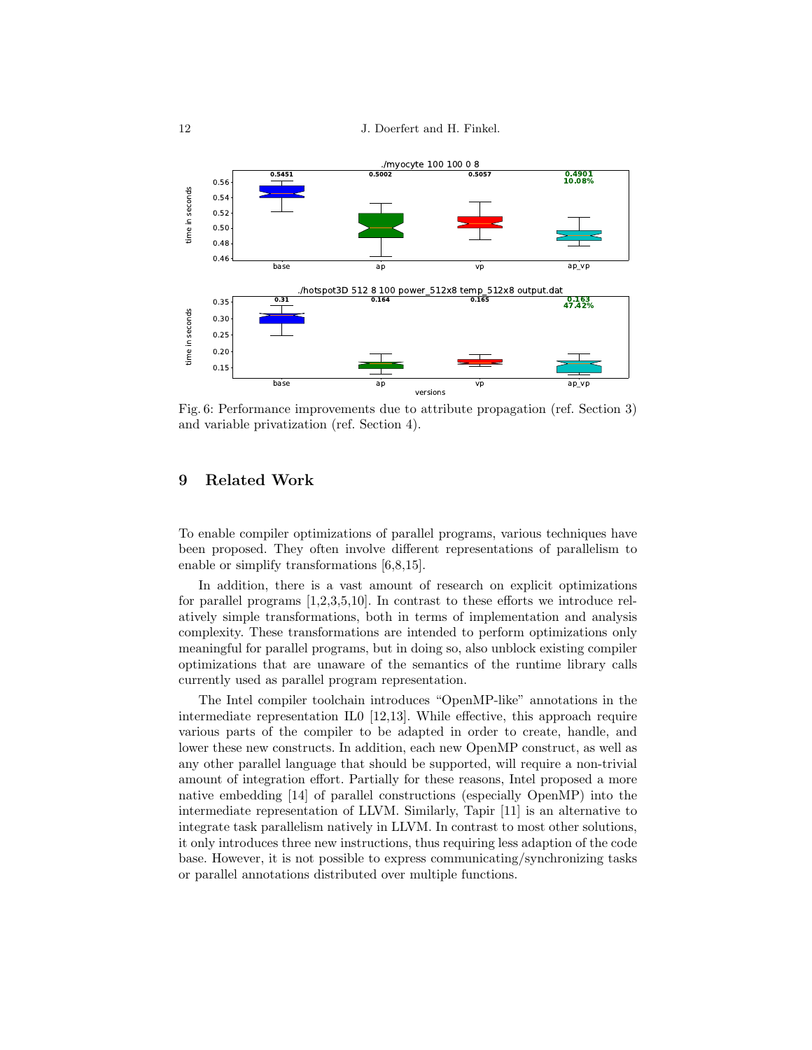Fig. 6: Performance improvements due to attribute propagation (ref. Section 3) and variable privatization (ref. Section 4).

## 9 Related Work

To enable compiler optimizations of parallel programs, various techniques have been proposed. They often involve different representations of parallelism to enable or simplify transformations [6,8,15].

In addition, there is a vast amount of research on explicit optimizations for parallel programs [1,2,3,5,10]. In contrast to these efforts we introduce relatively simple transformations, both in terms of implementation and analysis complexity. These transformations are intended to perform optimizations only meaningful for parallel programs, but in doing so, also unblock existing compiler optimizations that are unaware of the semantics of the runtime library calls currently used as parallel program representation.

The Intel compiler toolchain introduces "OpenMP-like" annotations in the intermediate representation IL0 [12,13]. While effective, this approach require various parts of the compiler to be adapted in order to create, handle, and lower these new constructs. In addition, each new OpenMP construct, as well as any other parallel language that should be supported, will require a non-trivial amount of integration effort. Partially for these reasons, Intel proposed a more native embedding [14] of parallel constructions (especially OpenMP) into the intermediate representation of LLVM. Similarly, Tapir [11] is an alternative to integrate task parallelism natively in LLVM. In contrast to most other solutions, it only introduces three new instructions, thus requiring less adaption of the code base. However, it is not possible to express communicating/synchronizing tasks or parallel annotations distributed over multiple functions.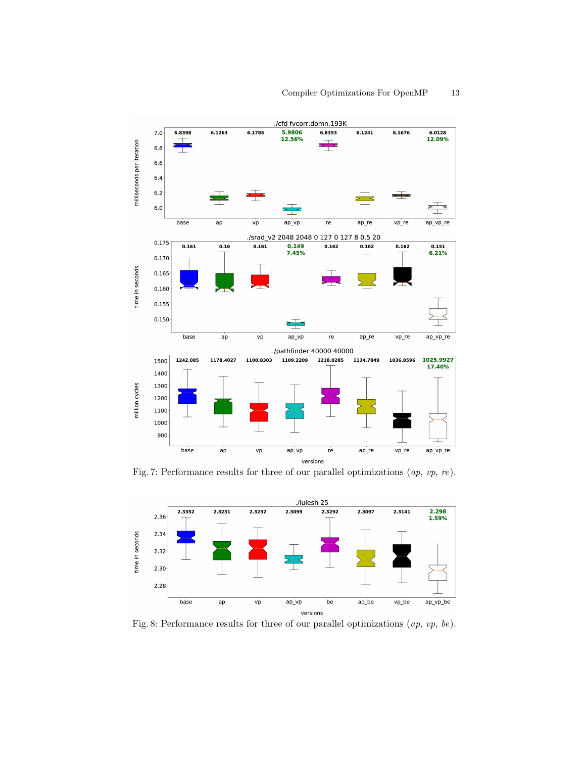Fig. 7: Performance results for three of our parallel optimizations (*ap*, *vp*, *re*).

Fig. 8: Performance results for three of our parallel optimizations (*ap*, *vp*, *be*).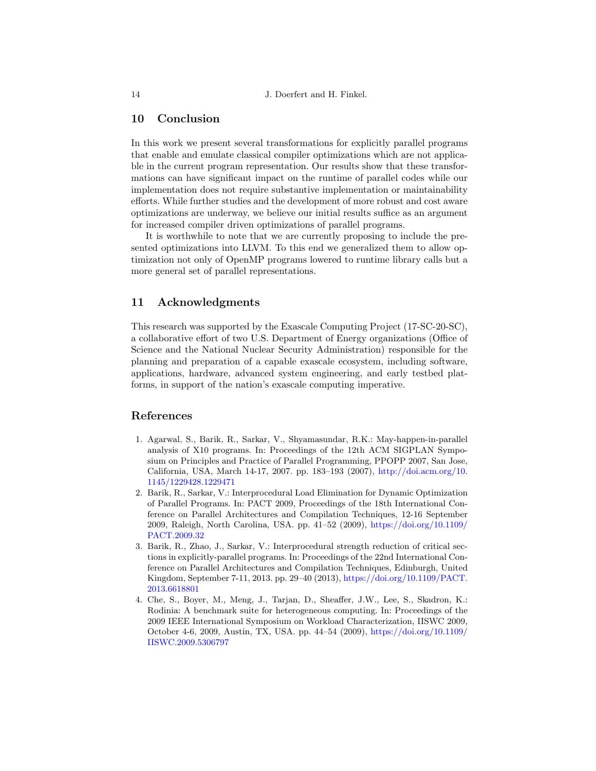## 10 Conclusion

In this work we present several transformations for explicitly parallel programs that enable and emulate classical compiler optimizations which are not applicable in the current program representation. Our results show that these transformations can have significant impact on the runtime of parallel codes while our implementation does not require substantive implementation or maintainability efforts. While further studies and the development of more robust and cost aware optimizations are underway, we believe our initial results suffice as an argument for increased compiler driven optimizations of parallel programs.

It is worthwhile to note that we are currently proposing to include the presented optimizations into LLVM. To this end we generalized them to allow optimization not only of OpenMP programs lowered to runtime library calls but a more general set of parallel representations.

## 11 Acknowledgments

This research was supported by the Exascale Computing Project (17-SC-20-SC), a collaborative effort of two U.S. Department of Energy organizations (Office of Science and the National Nuclear Security Administration) responsible for the planning and preparation of a capable exascale ecosystem, including software, applications, hardware, advanced system engineering, and early testbed platforms, in support of the nation's exascale computing imperative.

## References

1. Agarwal, S., Barik, R., Sarkar, V., Shyamasundar, R.K.: May-happen-in-parallel analysis of X10 programs. In: Proceedings of the 12th ACM SIGPLAN Symposium on Principles and Practice of Parallel Programming, PPOPP 2007, San Jose, California, USA, March 14-17, 2007. pp. 183–193 (2007), http://doi.acm.org/10.1145/1229428.1229471
2. Barik, R., Sarkar, V.: Interprocedural Load Elimination for Dynamic Optimization of Parallel Programs. In: PACT 2009, Proceedings of the 18th International Conference on Parallel Architectures and Compilation Techniques, 12-16 September 2009, Raleigh, North Carolina, USA. pp. 41–52 (2009), https://doi.org/10.1109/PACT.2009.32
3. Barik, R., Zhao, J., Sarkar, V.: Interprocedural strength reduction of critical sections in explicitly-parallel programs. In: Proceedings of the 22nd International Conference on Parallel Architectures and Compilation Techniques, Edinburgh, United Kingdom, September 7-11, 2013. pp. 29–40 (2013), https://doi.org/10.1109/PACT.2013.6618801
4. Che, S., Boyer, M., Meng, J., Tarjan, D., Sheaffer, J.W., Lee, S., Skadron, K.: Rodinia: A benchmark suite for heterogeneous computing. In: Proceedings of the 2009 IEEE International Symposium on Workload Characterization, IISWC 2009, October 4-6, 2009, Austin, TX, USA. pp. 44–54 (2009), https://doi.org/10.1109/IISWC.2009.5306797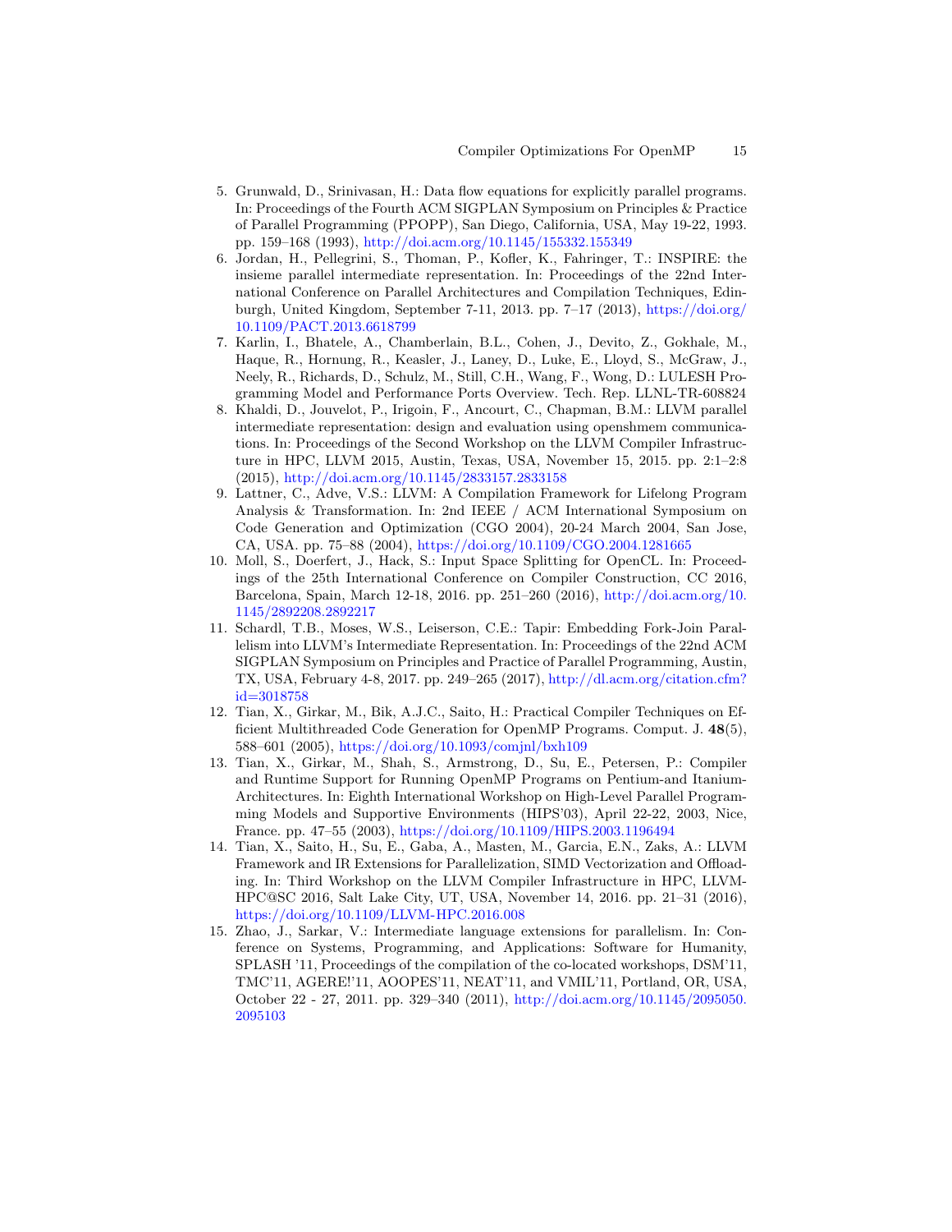5. Grunwald, D., Srinivasan, H.: Data flow equations for explicitly parallel programs. In: Proceedings of the Fourth ACM SIGPLAN Symposium on Principles & Practice of Parallel Programming (PPOPP), San Diego, California, USA, May 19-22, 1993. pp. 159–168 (1993), http://doi.acm.org/10.1145/155332.155349
6. Jordan, H., Pellegrini, S., Thoman, P., Kofler, K., Fahringer, T.: INSPIRE: the insieme parallel intermediate representation. In: Proceedings of the 22nd International Conference on Parallel Architectures and Compilation Techniques, Edinburgh, United Kingdom, September 7-11, 2013. pp. 7–17 (2013), https://doi.org/10.1109/PACT.2013.6618799
7. Karlin, I., Bhatele, A., Chamberlain, B.L., Cohen, J., Devito, Z., Gokhale, M., Haque, R., Hornung, R., Keasler, J., Laney, D., Luke, E., Lloyd, S., McGraw, J., Neely, R., Richards, D., Schulz, M., Still, C.H., Wang, F., Wong, D.: LULESH Programming Model and Performance Ports Overview. Tech. Rep. LLNL-TR-608824
8. Khaldi, D., Jouvelot, P., Irigoin, F., Ancourt, C., Chapman, B.M.: LLVM parallel intermediate representation: design and evaluation using openshmem communications. In: Proceedings of the Second Workshop on the LLVM Compiler Infrastructure in HPC, LLVM 2015, Austin, Texas, USA, November 15, 2015. pp. 2:1–2:8 (2015), http://doi.acm.org/10.1145/2833157.2833158
9. Lattner, C., Adve, V.S.: LLVM: A Compilation Framework for Lifelong Program Analysis & Transformation. In: 2nd IEEE / ACM International Symposium on Code Generation and Optimization (CGO 2004), 20-24 March 2004, San Jose, CA, USA. pp. 75–88 (2004), https://doi.org/10.1109/CGO.2004.1281665
10. Moll, S., Doerfert, J., Hack, S.: Input Space Splitting for OpenCL. In: Proceedings of the 25th International Conference on Compiler Construction, CC 2016, Barcelona, Spain, March 12-18, 2016. pp. 251–260 (2016), http://doi.acm.org/10.1145/2892208.2892217
11. Schardl, T.B., Moses, W.S., Leiserson, C.E.: Tapir: Embedding Fork-Join Parallelism into LLVM's Intermediate Representation. In: Proceedings of the 22nd ACM SIGPLAN Symposium on Principles and Practice of Parallel Programming, Austin, TX, USA, February 4-8, 2017. pp. 249–265 (2017), http://dl.acm.org/citation.cfm?id=3018758
12. Tian, X., Girkar, M., Bik, A.J.C., Saito, H.: Practical Compiler Techniques on Efficient Multithreaded Code Generation for OpenMP Programs. Comput. J. **48**(5), 588–601 (2005), https://doi.org/10.1093/comjnl/bxh109
13. Tian, X., Girkar, M., Shah, S., Armstrong, D., Su, E., Petersen, P.: Compiler and Runtime Support for Running OpenMP Programs on Pentium-and Itanium-Architectures. In: Eighth International Workshop on High-Level Parallel Programming Models and Supportive Environments (HIPS'03), April 22-22, 2003, Nice, France. pp. 47–55 (2003), https://doi.org/10.1109/HIPS.2003.1196494
14. Tian, X., Saito, H., Su, E., Gaba, A., Masten, M., Garcia, E.N., Zaks, A.: LLVM Framework and IR Extensions for Parallelization, SIMD Vectorization and Offloading. In: Third Workshop on the LLVM Compiler Infrastructure in HPC, LLVM-HPC@SC 2016, Salt Lake City, UT, USA, November 14, 2016. pp. 21–31 (2016), https://doi.org/10.1109/LLVM-HPC.2016.008
15. Zhao, J., Sarkar, V.: Intermediate language extensions for parallelism. In: Conference on Systems, Programming, and Applications: Software for Humanity, SPLASH '11, Proceedings of the compilation of the co-located workshops, DSM'11, TMC'11, AGERE!'11, AOOPES'11, NEAT'11, and VMIL'11, Portland, OR, USA, October 22 - 27, 2011. pp. 329–340 (2011), http://doi.acm.org/10.1145/2095050.2095103